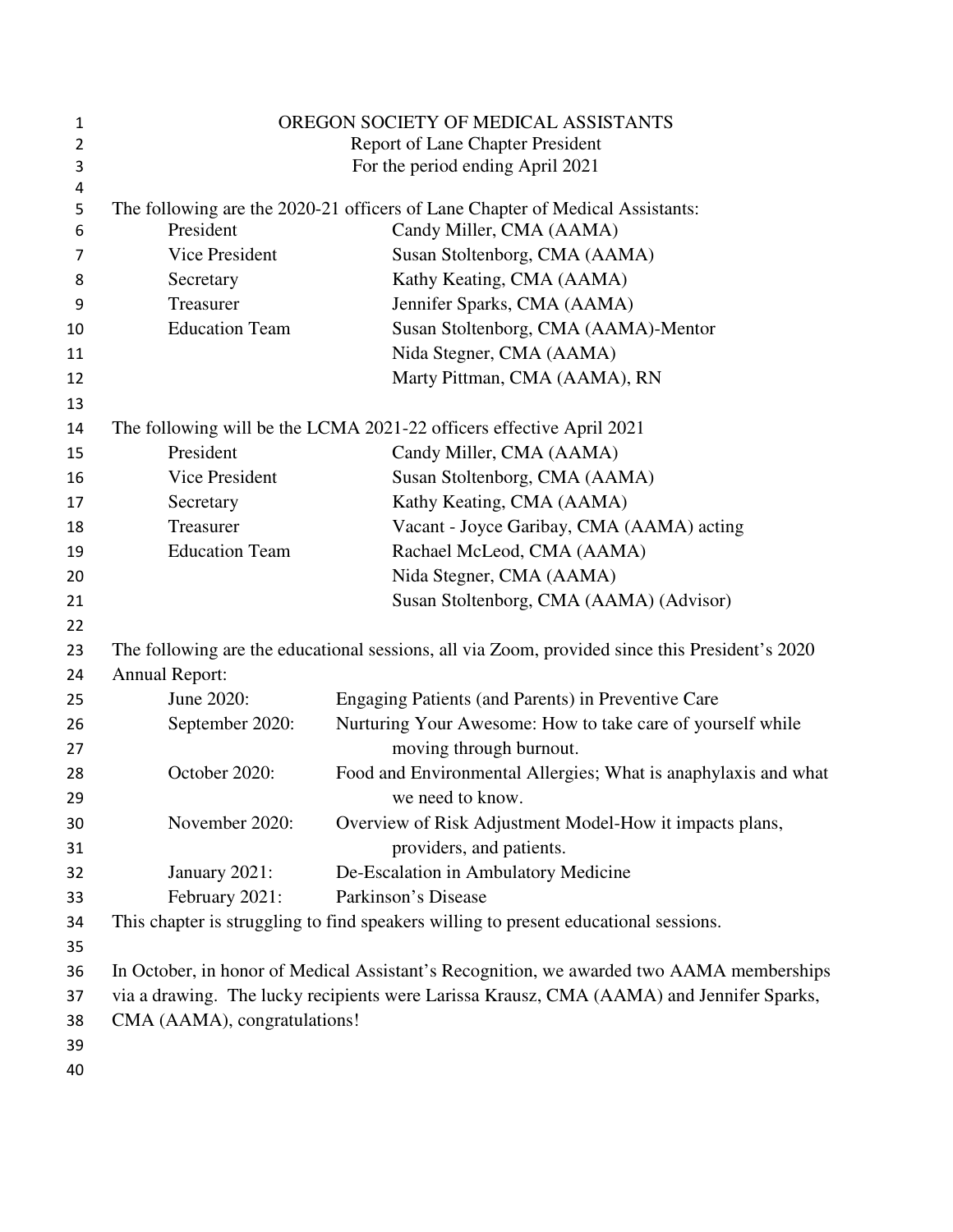# OREGON SOCIETY OF MEDICAL ASSISTANTS

## Report of Lane Chapter President

### For the period ending April 2021

The following are the 2020-21 officers of Lane Chapter of Medical Assistants:

| | |
|---|---|
| President | Candy Miller, CMA (AAMA) |
| Vice President | Susan Stoltenborg, CMA (AAMA) |
| Secretary | Kathy Keating, CMA (AAMA) |
| Treasurer | Jennifer Sparks, CMA (AAMA) |
| Education Team | Susan Stoltenborg, CMA (AAMA)-Mentor |
| | Nida Stegner, CMA (AAMA) |
| | Marty Pittman, CMA (AAMA), RN |

The following will be the LCMA 2021-22 officers effective April 2021

| | |
|---|---|
| President | Candy Miller, CMA (AAMA) |
| Vice President | Susan Stoltenborg, CMA (AAMA) |
| Secretary | Kathy Keating, CMA (AAMA) |
| Treasurer | Vacant - Joyce Garibay, CMA (AAMA) acting |
| Education Team | Rachael McLeod, CMA (AAMA) |
| | Nida Stegner, CMA (AAMA) |
| | Susan Stoltenborg, CMA (AAMA) (Advisor) |

The following are the educational sessions, all via Zoom, provided since this President's 2020 Annual Report:

| | |
|---|---|
| June 2020: | Engaging Patients (and Parents) in Preventive Care |
| September 2020: | Nurturing Your Awesome: How to take care of yourself while moving through burnout. |
| October 2020: | Food and Environmental Allergies; What is anaphylaxis and what we need to know. |
| November 2020: | Overview of Risk Adjustment Model-How it impacts plans, providers, and patients. |
| January 2021: | De-Escalation in Ambulatory Medicine |
| February 2021: | Parkinson's Disease |

This chapter is struggling to find speakers willing to present educational sessions.

In October, in honor of Medical Assistant's Recognition, we awarded two AAMA memberships via a drawing. The lucky recipients were Larissa Krausz, CMA (AAMA) and Jennifer Sparks, CMA (AAMA), congratulations!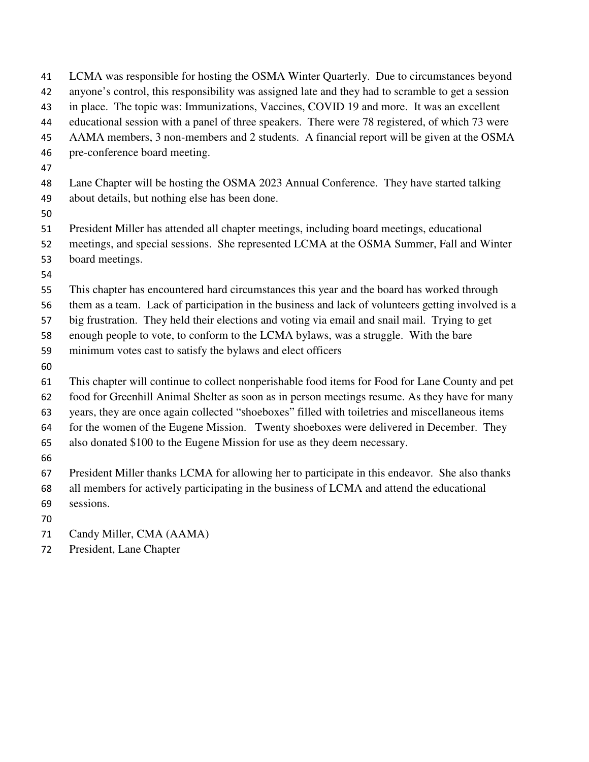LCMA was responsible for hosting the OSMA Winter Quarterly. Due to circumstances beyond anyone's control, this responsibility was assigned late and they had to scramble to get a session in place. The topic was: Immunizations, Vaccines, COVID 19 and more. It was an excellent educational session with a panel of three speakers. There were 78 registered, of which 73 were AAMA members, 3 non-members and 2 students. A financial report will be given at the OSMA pre-conference board meeting.

Lane Chapter will be hosting the OSMA 2023 Annual Conference. They have started talking about details, but nothing else has been done.

President Miller has attended all chapter meetings, including board meetings, educational meetings, and special sessions. She represented LCMA at the OSMA Summer, Fall and Winter board meetings.

This chapter has encountered hard circumstances this year and the board has worked through them as a team. Lack of participation in the business and lack of volunteers getting involved is a big frustration. They held their elections and voting via email and snail mail. Trying to get enough people to vote, to conform to the LCMA bylaws, was a struggle. With the bare minimum votes cast to satisfy the bylaws and elect officers

This chapter will continue to collect nonperishable food items for Food for Lane County and pet food for Greenhill Animal Shelter as soon as in person meetings resume. As they have for many years, they are once again collected "shoeboxes" filled with toiletries and miscellaneous items for the women of the Eugene Mission. Twenty shoeboxes were delivered in December. They also donated $100 to the Eugene Mission for use as they deem necessary.

President Miller thanks LCMA for allowing her to participate in this endeavor. She also thanks all members for actively participating in the business of LCMA and attend the educational sessions.

Candy Miller, CMA (AAMA)
President, Lane Chapter